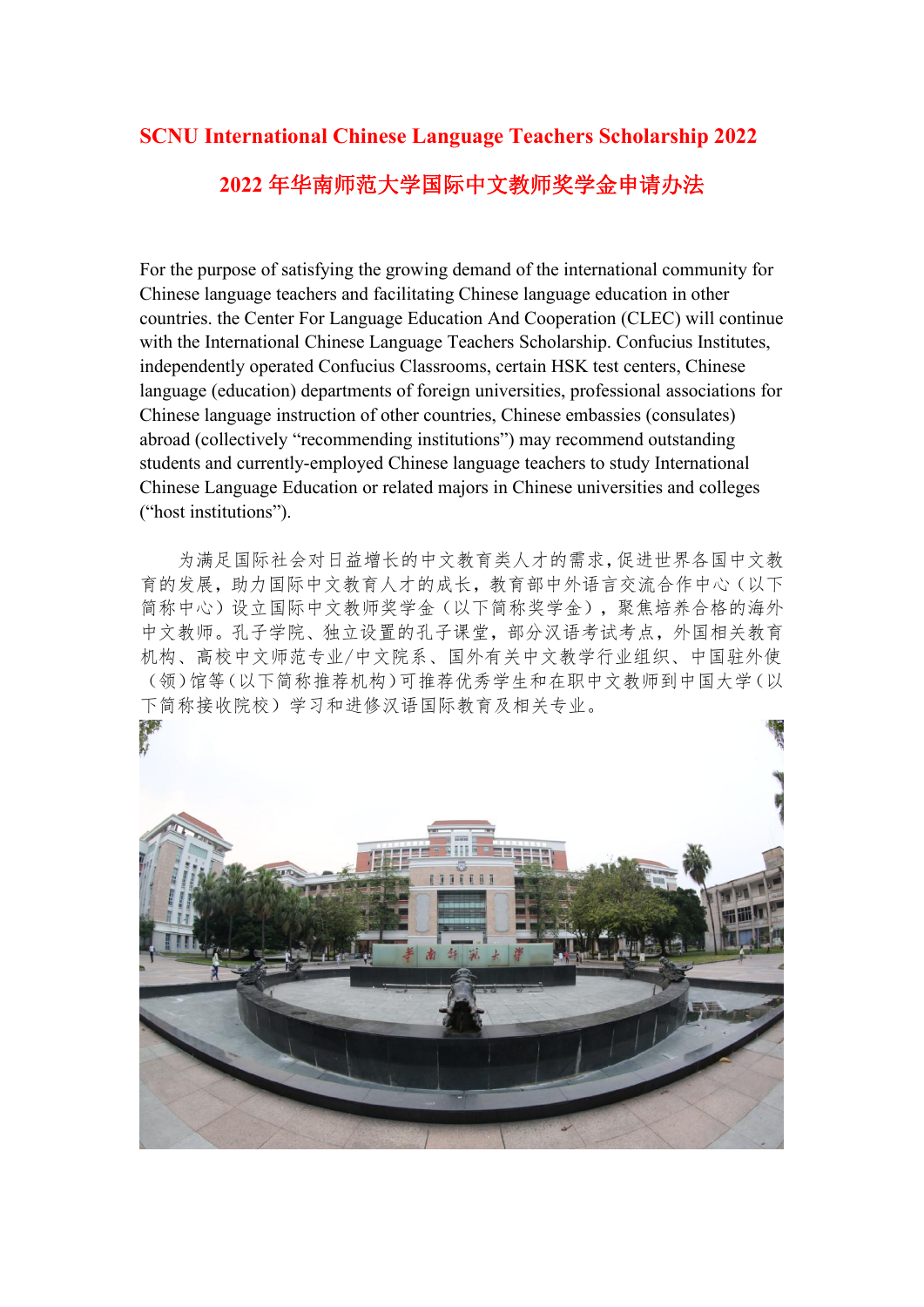# SCNU International Chinese Language Teachers Scholarship 2022

# 2022年华南师范大学国际中文教师奖学金申请办法

For the purpose of satisfying the growing demand of the international community for Chinese language teachers and facilitating Chinese language education in other countries. the Center For Language Education And Cooperation (CLEC) will continue with the International Chinese Language Teachers Scholarship. Confucius Institutes, independently operated Confucius Classrooms, certain HSK test centers, Chinese language (education) departments of foreign universities, professional associations for Chinese language instruction of other countries, Chinese embassies (consulates) abroad (collectively "recommending institutions") may recommend outstanding students and currently-employed Chinese language teachers to study International Chinese Language Education or related majors in Chinese universities and colleges ("host institutions").

为满足国际社会对日益增长的中文教育类人才的需求，促进世界各国中文教育的发展，助力国际中文教育人才的成长，教育部中外语言交流合作中心（以下简称中心）设立国际中文教师奖学金（以下简称奖学金），聚焦培养合格的海外中文教师。孔子学院、独立设置的孔子课堂，部分汉语考试考点，外国相关教育机构、高校中文师范专业/中文院系、国外有关中文教学行业组织、中国驻外使（领）馆等（以下简称推荐机构）可推荐优秀学生和在职中文教师到中国大学（以下简称接收院校）学习和进修汉语国际教育及相关专业。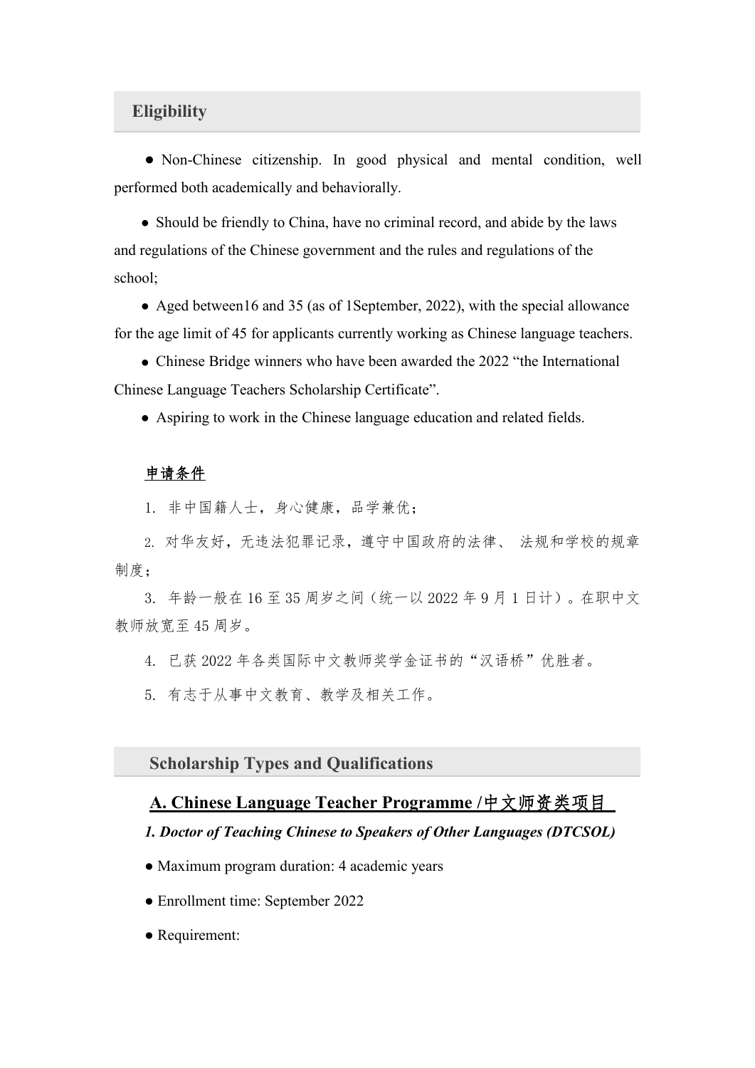## Eligibility

● Non-Chinese citizenship. In good physical and mental condition, well performed both academically and behaviorally.

● Should be friendly to China, have no criminal record, and abide by the laws and regulations of the Chinese government and the rules and regulations of the school;

● Aged between16 and 35 (as of 1September, 2022), with the special allowance for the age limit of 45 for applicants currently working as Chinese language teachers.

● Chinese Bridge winners who have been awarded the 2022 "the International Chinese Language Teachers Scholarship Certificate".

● Aspiring to work in the Chinese language education and related fields.

**申请条件**

1. 非中国籍人士，身心健康，品学兼优；

2. 对华友好，无违法犯罪记录，遵守中国政府的法律、 法规和学校的规章制度；

3. 年龄一般在 16 至 35 周岁之间（统一以 2022 年 9 月 1 日计）。在职中文教师放宽至 45 周岁。

4. 已获 2022 年各类国际中文教师奖学金证书的"汉语桥"优胜者。

5. 有志于从事中文教育、教学及相关工作。

## Scholarship Types and Qualifications

### A. Chinese Language Teacher Programme /中文师资类项目

***1. Doctor of Teaching Chinese to Speakers of Other Languages (DTCSOL)***

● Maximum program duration: 4 academic years

● Enrollment time: September 2022

● Requirement: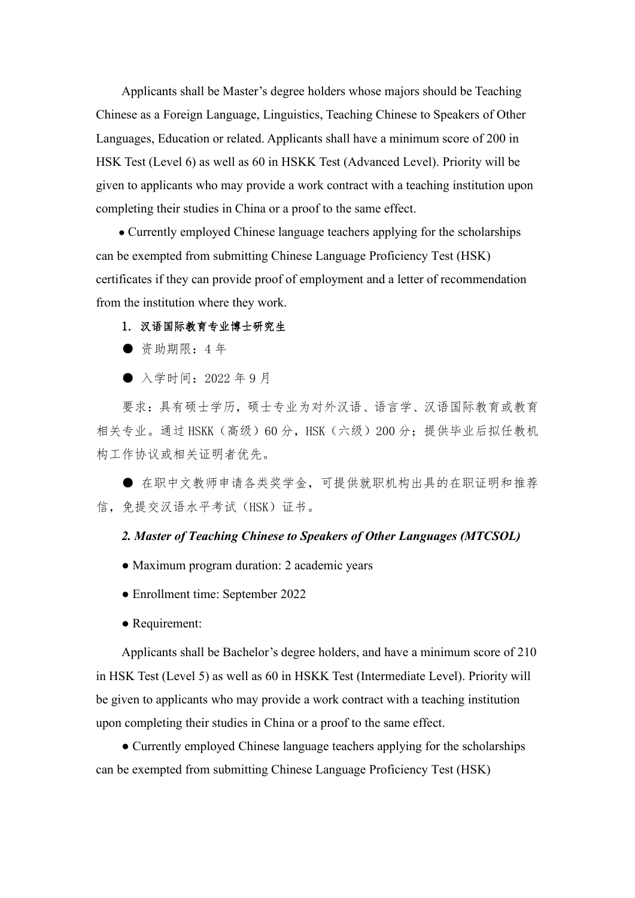Applicants shall be Master's degree holders whose majors should be Teaching Chinese as a Foreign Language, Linguistics, Teaching Chinese to Speakers of Other Languages, Education or related. Applicants shall have a minimum score of 200 in HSK Test (Level 6) as well as 60 in HSKK Test (Advanced Level). Priority will be given to applicants who may provide a work contract with a teaching institution upon completing their studies in China or a proof to the same effect.

● Currently employed Chinese language teachers applying for the scholarships can be exempted from submitting Chinese Language Proficiency Test (HSK) certificates if they can provide proof of employment and a letter of recommendation from the institution where they work.

**1. 汉语国际教育专业博士研究生**

● 资助期限：4 年

● 入学时间：2022 年 9 月

要求：具有硕士学历，硕士专业为对外汉语、语言学、汉语国际教育或教育相关专业。通过 HSKK（高级）60 分，HSK（六级）200 分；提供毕业后拟任教机构工作协议或相关证明者优先。

● 在职中文教师申请各类奖学金，可提供就职机构出具的在职证明和推荐信，免提交汉语水平考试（HSK）证书。

***2. Master of Teaching Chinese to Speakers of Other Languages (MTCSOL)***

● Maximum program duration: 2 academic years

● Enrollment time: September 2022

● Requirement:

Applicants shall be Bachelor's degree holders, and have a minimum score of 210 in HSK Test (Level 5) as well as 60 in HSKK Test (Intermediate Level). Priority will be given to applicants who may provide a work contract with a teaching institution upon completing their studies in China or a proof to the same effect.

● Currently employed Chinese language teachers applying for the scholarships can be exempted from submitting Chinese Language Proficiency Test (HSK)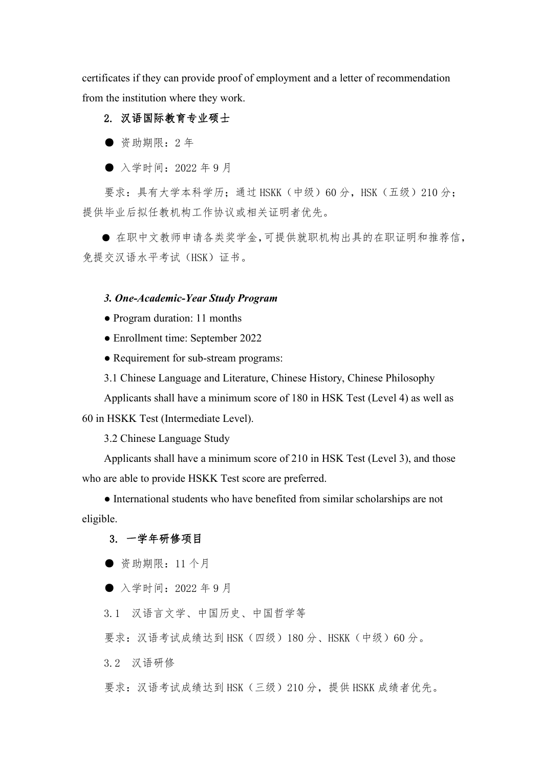certificates if they can provide proof of employment and a letter of recommendation from the institution where they work.

**2. 汉语国际教育专业硕士**

● 资助期限：2 年

● 入学时间：2022 年 9 月

要求：具有大学本科学历；通过 HSKK（中级）60 分，HSK（五级）210 分；提供毕业后拟任教机构工作协议或相关证明者优先。

● 在职中文教师申请各类奖学金，可提供就职机构出具的在职证明和推荐信，免提交汉语水平考试（HSK）证书。

***3. One-Academic-Year Study Program***

● Program duration: 11 months

● Enrollment time: September 2022

● Requirement for sub-stream programs:

3.1 Chinese Language and Literature, Chinese History, Chinese Philosophy

Applicants shall have a minimum score of 180 in HSK Test (Level 4) as well as 60 in HSKK Test (Intermediate Level).

3.2 Chinese Language Study

Applicants shall have a minimum score of 210 in HSK Test (Level 3), and those who are able to provide HSKK Test score are preferred.

● International students who have benefited from similar scholarships are not eligible.

**3. 一学年研修项目**

● 资助期限：11 个月

● 入学时间：2022 年 9 月

3.1 汉语言文学、中国历史、中国哲学等

要求：汉语考试成绩达到 HSK（四级）180 分、HSKK（中级）60 分。

3.2 汉语研修

要求：汉语考试成绩达到 HSK（三级）210 分，提供 HSKK 成绩者优先。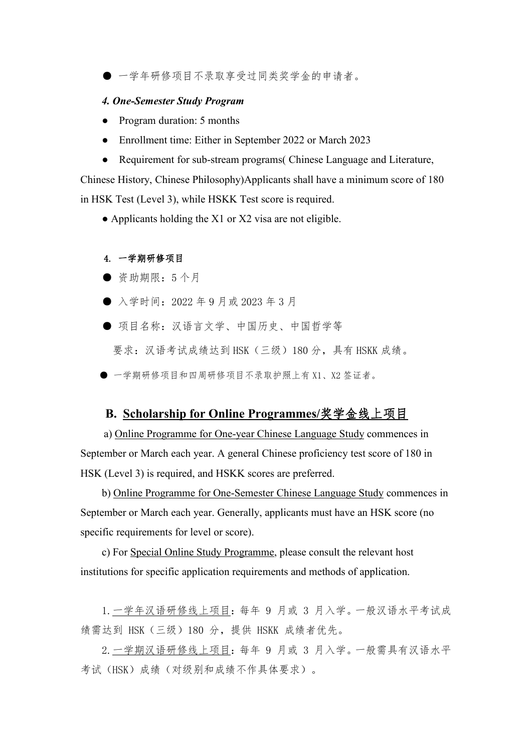- 一学年研修项目不录取享受过同类奖学金的申请者。

#### *4. One-Semester Study Program*

- Program duration: 5 months
- Enrollment time: Either in September 2022 or March 2023
- Requirement for sub-stream programs( Chinese Language and Literature, Chinese History, Chinese Philosophy)Applicants shall have a minimum score of 180 in HSK Test (Level 3), while HSKK Test score is required.
- Applicants holding the X1 or X2 visa are not eligible.

#### 4. 一学期研修项目

- 资助期限：5 个月
- 入学时间：2022 年 9 月或 2023 年 3 月
- 项目名称：汉语言文学、中国历史、中国哲学等

  要求：汉语考试成绩达到 HSK（三级）180 分，具有 HSKK 成绩。

- 一学期研修项目和四周研修项目不录取护照上有 X1、X2 签证者。

## B. Scholarship for Online Programmes/奖学金线上项目

a) Online Programme for One-year Chinese Language Study commences in September or March each year. A general Chinese proficiency test score of 180 in HSK (Level 3) is required, and HSKK scores are preferred.

b) Online Programme for One-Semester Chinese Language Study commences in September or March each year. Generally, applicants must have an HSK score (no specific requirements for level or score).

c) For Special Online Study Programme, please consult the relevant host institutions for specific application requirements and methods of application.

1. 一学年汉语研修线上项目：每年 9 月或 3 月入学。一般汉语水平考试成绩需达到 HSK（三级）180 分，提供 HSKK 成绩者优先。

2. 一学期汉语研修线上项目：每年 9 月或 3 月入学。一般需具有汉语水平考试（HSK）成绩（对级别和成绩不作具体要求）。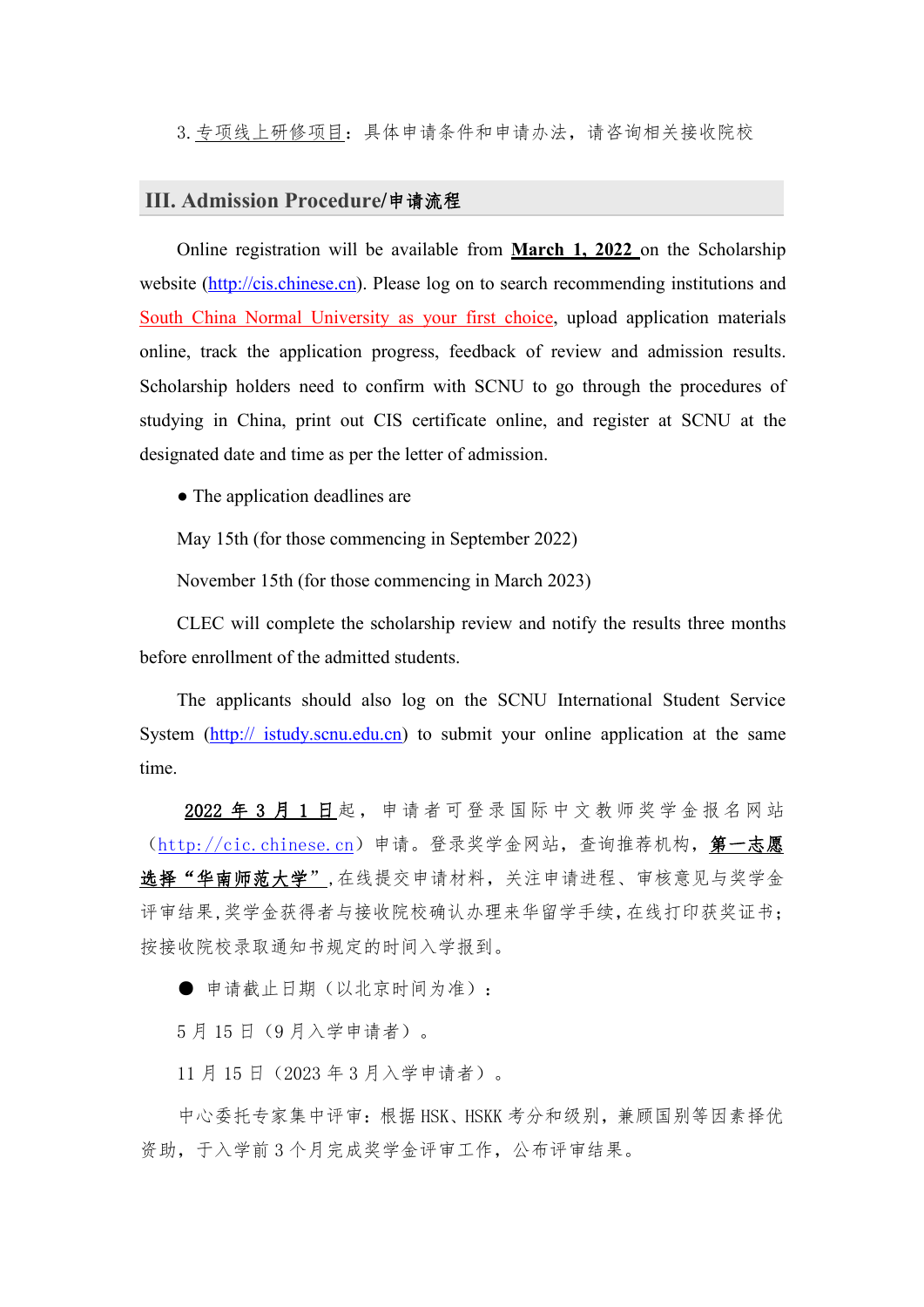3. 专项线上研修项目：具体申请条件和申请办法，请咨询相关接收院校

## III. Admission Procedure/申请流程

Online registration will be available from **March 1, 2022** on the Scholarship website (http://cis.chinese.cn). Please log on to search recommending institutions and South China Normal University as your first choice, upload application materials online, track the application progress, feedback of review and admission results. Scholarship holders need to confirm with SCNU to go through the procedures of studying in China, print out CIS certificate online, and register at SCNU at the designated date and time as per the letter of admission.

● The application deadlines are

May 15th (for those commencing in September 2022)

November 15th (for those commencing in March 2023)

CLEC will complete the scholarship review and notify the results three months before enrollment of the admitted students.

The applicants should also log on the SCNU International Student Service System (http:// istudy.scnu.edu.cn) to submit your online application at the same time.

**2022 年 3 月 1 日**起，申请者可登录国际中文教师奖学金报名网站（http://cic.chinese.cn）申请。登录奖学金网站，查询推荐机构，**第一志愿选择“华南师范大学”**，在线提交申请材料，关注申请进程、审核意见与奖学金评审结果，奖学金获得者与接收院校确认办理来华留学手续，在线打印获奖证书；按接收院校录取通知书规定的时间入学报到。

● 申请截止日期（以北京时间为准）：

5 月 15 日（9 月入学申请者）。

11 月 15 日（2023 年 3 月入学申请者）。

中心委托专家集中评审：根据 HSK、HSKK 考分和级别，兼顾国别等因素择优资助，于入学前 3 个月完成奖学金评审工作，公布评审结果。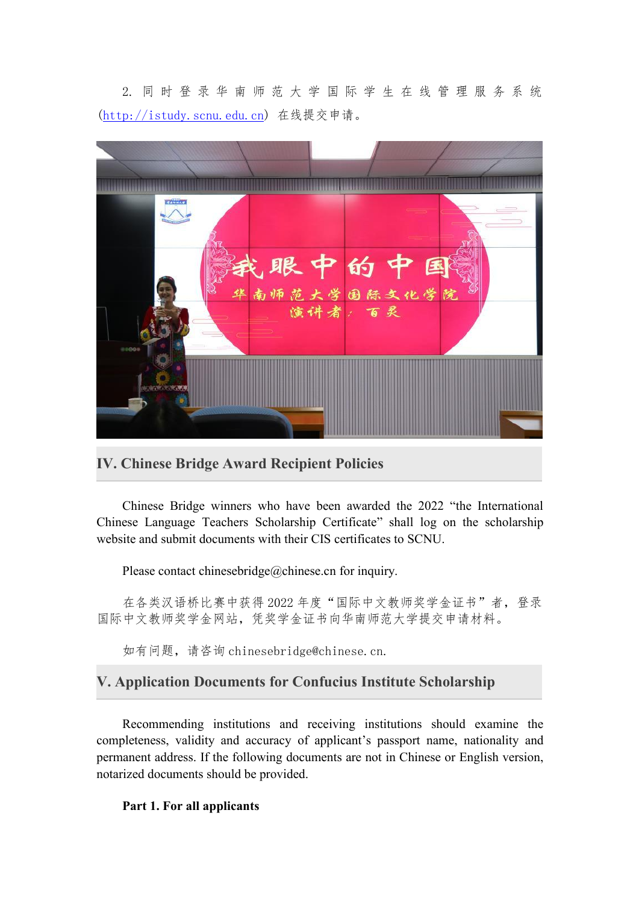2. 同时登录华南师范大学国际学生在线管理服务系统（http://istudy.scnu.edu.cn）在线提交申请。

## IV. Chinese Bridge Award Recipient Policies

Chinese Bridge winners who have been awarded the 2022 "the International Chinese Language Teachers Scholarship Certificate" shall log on the scholarship website and submit documents with their CIS certificates to SCNU.

Please contact chinesebridge@chinese.cn for inquiry.

在各类汉语桥比赛中获得 2022 年度"国际中文教师奖学金证书"者，登录国际中文教师奖学金网站，凭奖学金证书向华南师范大学提交申请材料。

如有问题，请咨询 chinesebridge@chinese.cn.

## V. Application Documents for Confucius Institute Scholarship

Recommending institutions and receiving institutions should examine the completeness, validity and accuracy of applicant's passport name, nationality and permanent address. If the following documents are not in Chinese or English version, notarized documents should be provided.

**Part 1. For all applicants**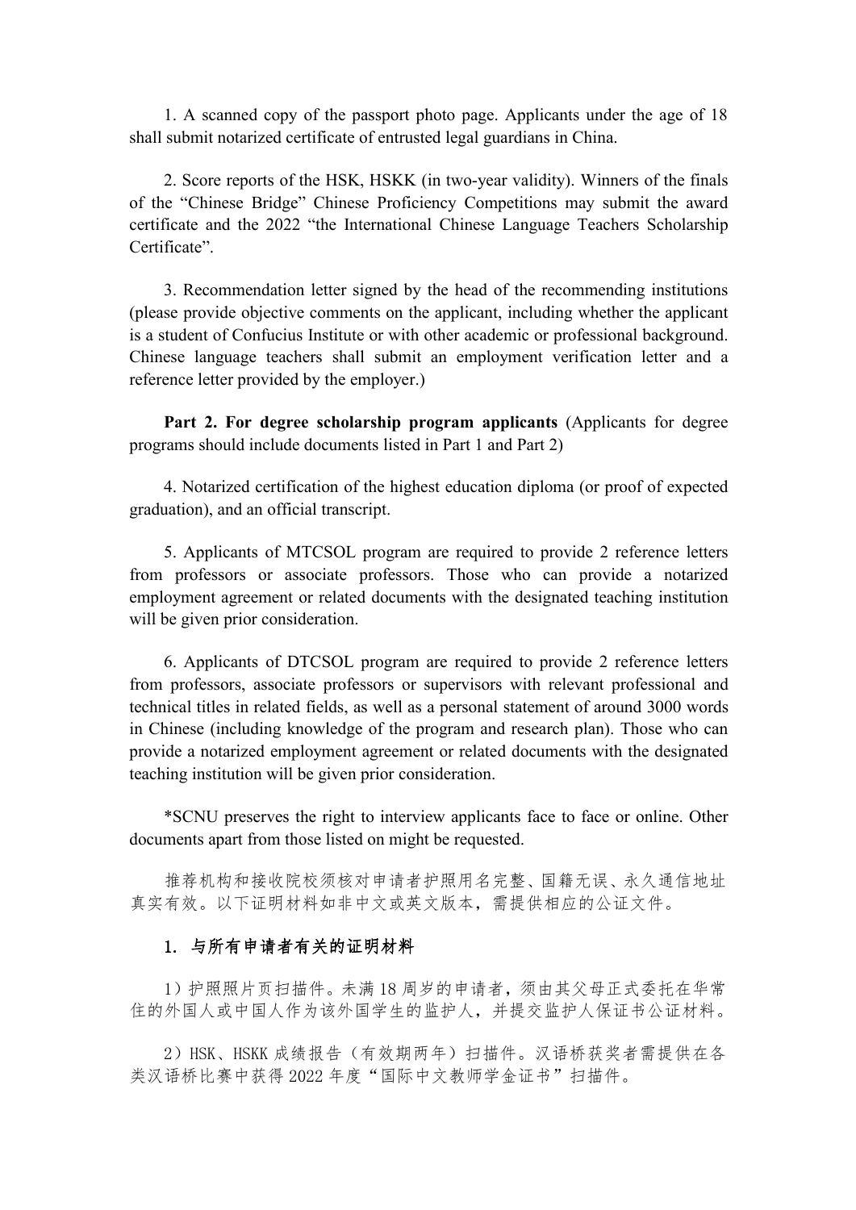1. A scanned copy of the passport photo page. Applicants under the age of 18 shall submit notarized certificate of entrusted legal guardians in China.

2. Score reports of the HSK, HSKK (in two-year validity). Winners of the finals of the "Chinese Bridge" Chinese Proficiency Competitions may submit the award certificate and the 2022 "the International Chinese Language Teachers Scholarship Certificate".

3. Recommendation letter signed by the head of the recommending institutions (please provide objective comments on the applicant, including whether the applicant is a student of Confucius Institute or with other academic or professional background. Chinese language teachers shall submit an employment verification letter and a reference letter provided by the employer.)

**Part 2. For degree scholarship program applicants** (Applicants for degree programs should include documents listed in Part 1 and Part 2)

4. Notarized certification of the highest education diploma (or proof of expected graduation), and an official transcript.

5. Applicants of MTCSOL program are required to provide 2 reference letters from professors or associate professors. Those who can provide a notarized employment agreement or related documents with the designated teaching institution will be given prior consideration.

6. Applicants of DTCSOL program are required to provide 2 reference letters from professors, associate professors or supervisors with relevant professional and technical titles in related fields, as well as a personal statement of around 3000 words in Chinese (including knowledge of the program and research plan). Those who can provide a notarized employment agreement or related documents with the designated teaching institution will be given prior consideration.

*SCNU preserves the right to interview applicants face to face or online. Other documents apart from those listed on might be requested.

推荐机构和接收院校须核对申请者护照用名完整、国籍无误、永久通信地址真实有效。以下证明材料如非中文或英文版本，需提供相应的公证文件。

**1. 与所有申请者有关的证明材料**

1）护照照片页扫描件。未满18周岁的申请者，须由其父母正式委托在华常住的外国人或中国人作为该外国学生的监护人，并提交监护人保证书公证材料。

2）HSK、HSKK成绩报告（有效期两年）扫描件。汉语桥获奖者需提供在各类汉语桥比赛中获得2022年度"国际中文教师学金证书"扫描件。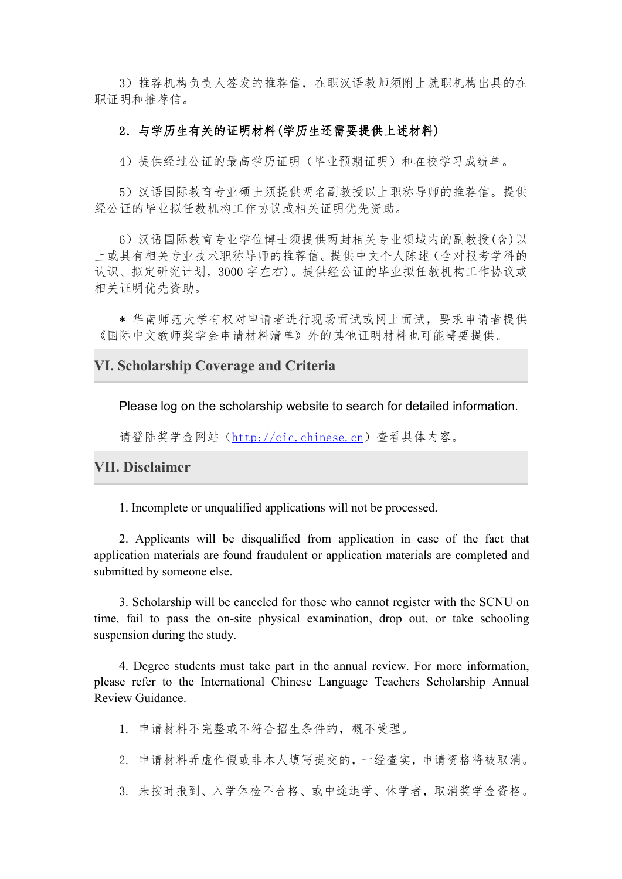3）推荐机构负责人签发的推荐信，在职汉语教师须附上就职机构出具的在职证明和推荐信。

**2．与学历生有关的证明材料(学历生还需要提供上述材料)**

4）提供经过公证的最高学历证明（毕业预期证明）和在校学习成绩单。

5）汉语国际教育专业硕士须提供两名副教授以上职称导师的推荐信。提供经公证的毕业拟任教机构工作协议或相关证明优先资助。

6）汉语国际教育专业学位博士须提供两封相关专业领域内的副教授(含)以上或具有相关专业技术职称导师的推荐信。提供中文个人陈述（含对报考学科的认识、拟定研究计划，3000 字左右）。提供经公证的毕业拟任教机构工作协议或相关证明优先资助。

* 华南师范大学有权对申请者进行现场面试或网上面试，要求申请者提供《国际中文教师奖学金申请材料清单》外的其他证明材料也可能需要提供。

## VI. Scholarship Coverage and Criteria

Please log on the scholarship website to search for detailed information.

请登陆奖学金网站（http://cic.chinese.cn）查看具体内容。

## VII. Disclaimer

1. Incomplete or unqualified applications will not be processed.

2. Applicants will be disqualified from application in case of the fact that application materials are found fraudulent or application materials are completed and submitted by someone else.

3. Scholarship will be canceled for those who cannot register with the SCNU on time, fail to pass the on-site physical examination, drop out, or take schooling suspension during the study.

4. Degree students must take part in the annual review. For more information, please refer to the International Chinese Language Teachers Scholarship Annual Review Guidance.

1. 申请材料不完整或不符合招生条件的，概不受理。

2. 申请材料弄虚作假或非本人填写提交的，一经查实，申请资格将被取消。

3. 未按时报到、入学体检不合格、或中途退学、休学者，取消奖学金资格。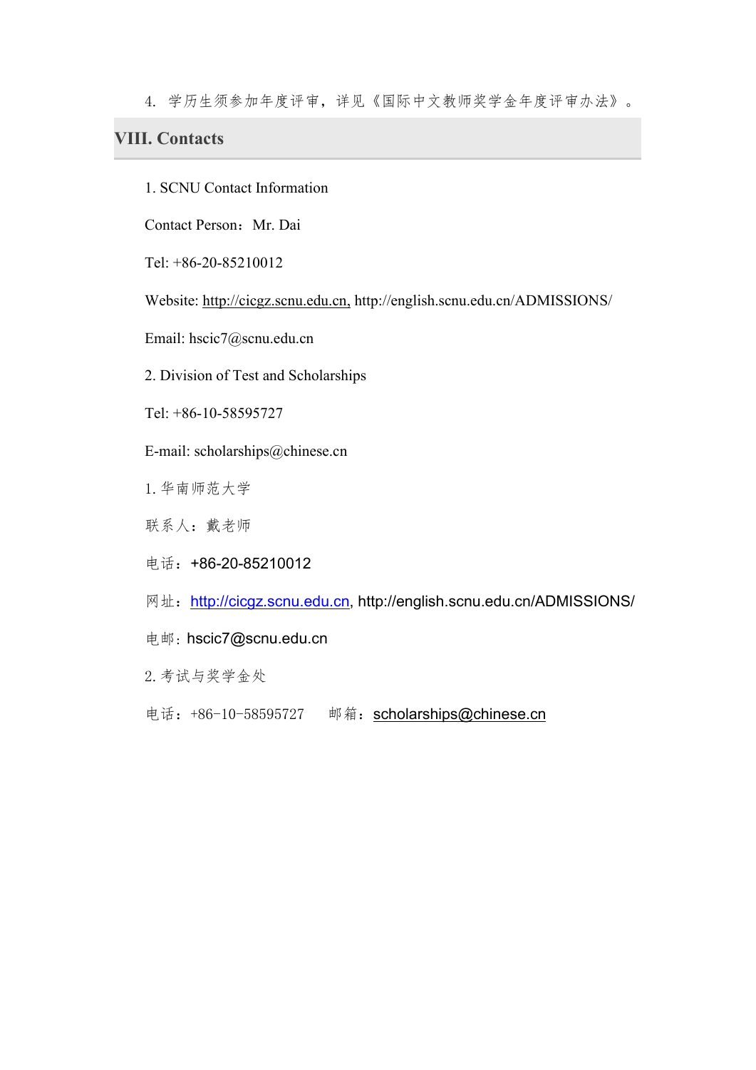4. 学历生须参加年度评审，详见《国际中文教师奖学金年度评审办法》。

## VIII. Contacts

1. SCNU Contact Information

Contact Person：Mr. Dai

Tel: +86-20-85210012

Website: http://cicgz.scnu.edu.cn, http://english.scnu.edu.cn/ADMISSIONS/

Email: hscic7@scnu.edu.cn

2. Division of Test and Scholarships

Tel: +86-10-58595727

E-mail: scholarships@chinese.cn

1. 华南师范大学

联系人：戴老师

电话：+86-20-85210012

网址：http://cicgz.scnu.edu.cn, http://english.scnu.edu.cn/ADMISSIONS/

电邮：hscic7@scnu.edu.cn

2. 考试与奖学金处

电话：+86-10-58595727　　邮箱：scholarships@chinese.cn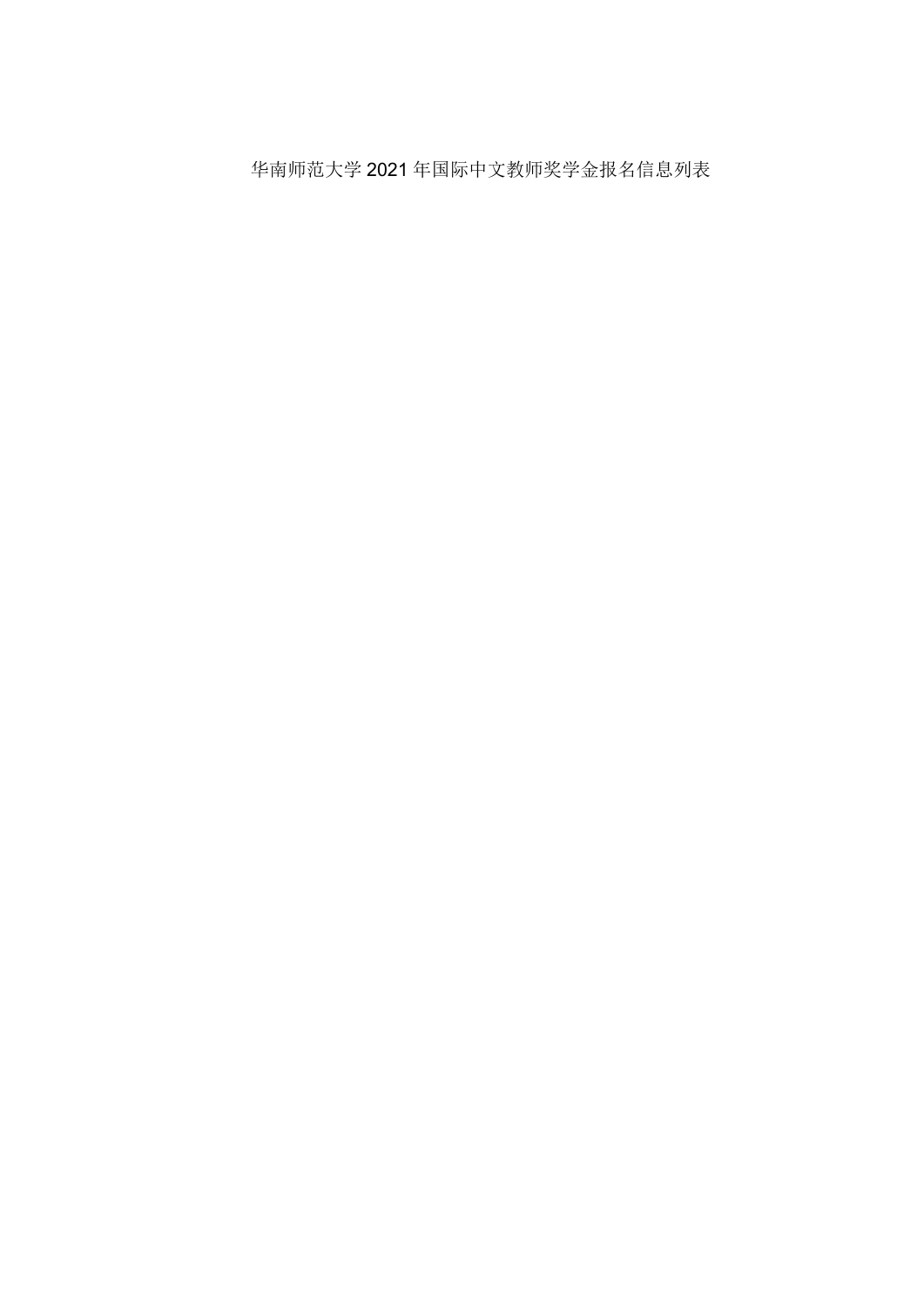华南师范大学 2021 年国际中文教师奖学金报名信息列表